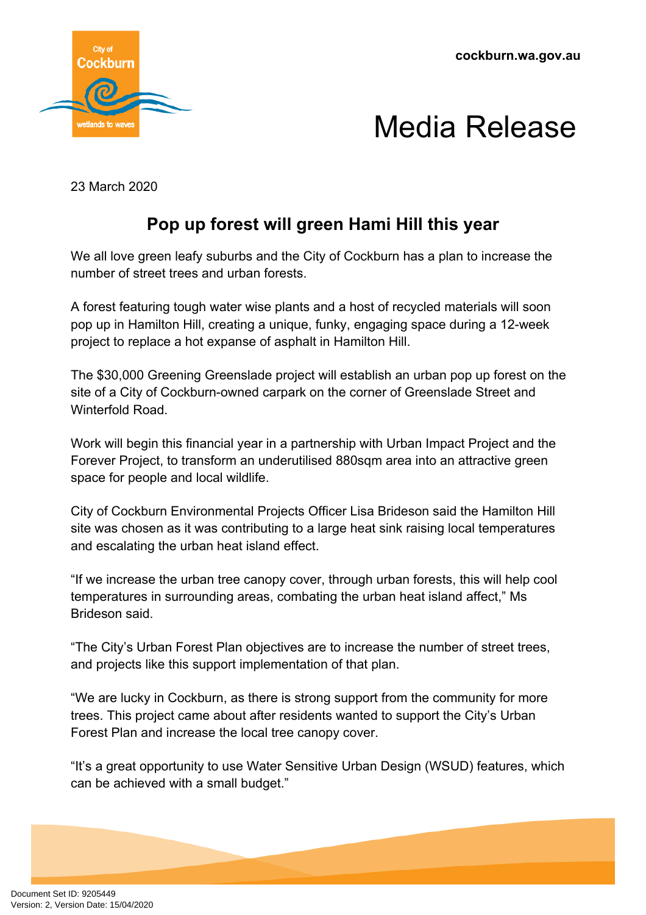cockburn.wa.gov.au

# Media Release

23 March 2020

## Pop up forest will green Hami Hill this year

We all love green leafy suburbs and the City of Cockburn has a plan to increase the number of street trees and urban forests.

A forest featuring tough water wise plants and a host of recycled materials will soon pop up in Hamilton Hill, creating a unique, funky, engaging space during a 12-week project to replace a hot expanse of asphalt in Hamilton Hill.

The $30,000 Greening Greenslade project will establish an urban pop up forest on the site of a City of Cockburn-owned carpark on the corner of Greenslade Street and Winterfold Road.

Work will begin this financial year in a partnership with Urban Impact Project and the Forever Project, to transform an underutilised 880sqm area into an attractive green space for people and local wildlife.

City of Cockburn Environmental Projects Officer Lisa Brideson said the Hamilton Hill site was chosen as it was contributing to a large heat sink raising local temperatures and escalating the urban heat island effect.

“If we increase the urban tree canopy cover, through urban forests, this will help cool temperatures in surrounding areas, combating the urban heat island affect,” Ms Brideson said.

“The City’s Urban Forest Plan objectives are to increase the number of street trees, and projects like this support implementation of that plan.

“We are lucky in Cockburn, as there is strong support from the community for more trees. This project came about after residents wanted to support the City’s Urban Forest Plan and increase the local tree canopy cover.

“It’s a great opportunity to use Water Sensitive Urban Design (WSUD) features, which can be achieved with a small budget.”

Document Set ID: 9205449
Version: 2, Version Date: 15/04/2020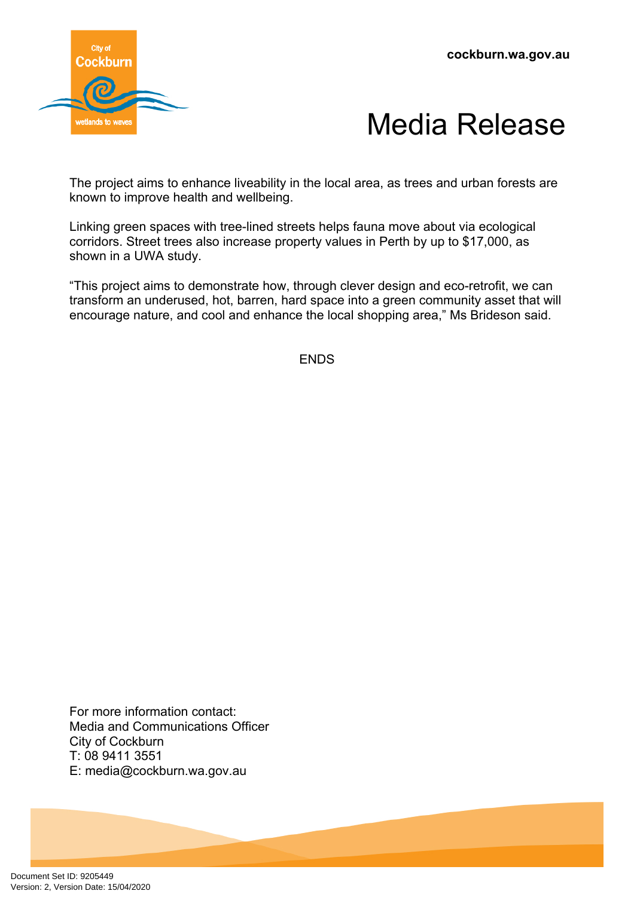The project aims to enhance liveability in the local area, as trees and urban forests are known to improve health and wellbeing.

Linking green spaces with tree-lined streets helps fauna move about via ecological corridors. Street trees also increase property values in Perth by up to $17,000, as shown in a UWA study.

“This project aims to demonstrate how, through clever design and eco-retrofit, we can transform an underused, hot, barren, hard space into a green community asset that will encourage nature, and cool and enhance the local shopping area,” Ms Brideson said.

ENDS

For more information contact:
Media and Communications Officer
City of Cockburn
T: 08 9411 3551
E: media@cockburn.wa.gov.au